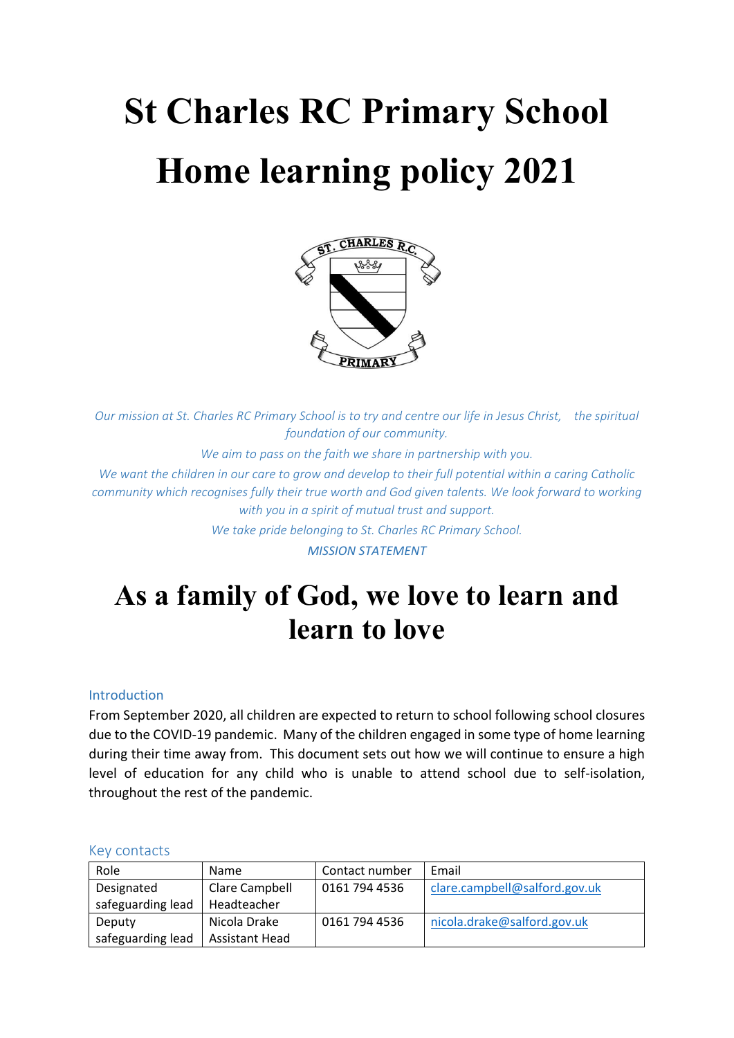# St Charles RC Primary School

# Home learning policy 2021

*Our mission at St. Charles RC Primary School is to try and centre our life in Jesus Christ, the spiritual foundation of our community.*

*We aim to pass on the faith we share in partnership with you.*

*We want the children in our care to grow and develop to their full potential within a caring Catholic community which recognises fully their true worth and God given talents. We look forward to working with you in a spirit of mutual trust and support.*

*We take pride belonging to St. Charles RC Primary School.*

*MISSION STATEMENT*

# As a family of God, we love to learn and learn to love

## Introduction

From September 2020, all children are expected to return to school following school closures due to the COVID-19 pandemic. Many of the children engaged in some type of home learning during their time away from. This document sets out how we will continue to ensure a high level of education for any child who is unable to attend school due to self-isolation, throughout the rest of the pandemic.

## Key contacts

| Role | Name | Contact number | Email |
|---|---|---|---|
| Designated safeguarding lead | Clare Campbell Headteacher | 0161 794 4536 | clare.campbell@salford.gov.uk |
| Deputy safeguarding lead | Nicola Drake Assistant Head | 0161 794 4536 | nicola.drake@salford.gov.uk |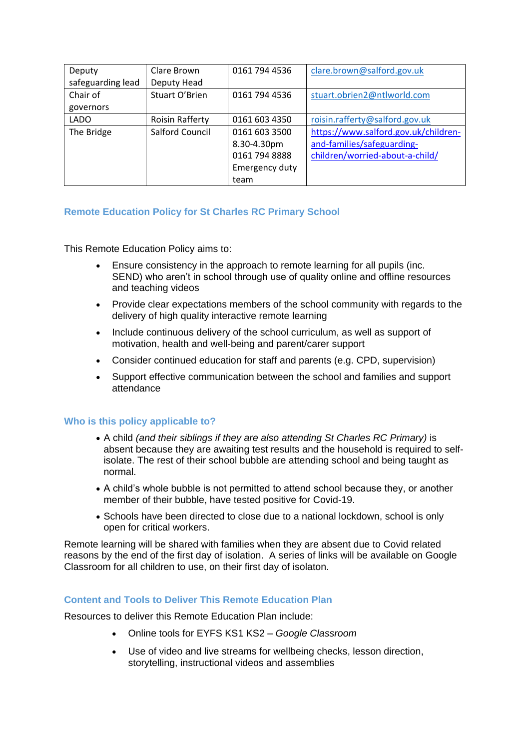| Deputy safeguarding lead | Clare Brown Deputy Head | 0161 794 4536 | clare.brown@salford.gov.uk |
|---|---|---|---|
| Chair of governors | Stuart O'Brien | 0161 794 4536 | stuart.obrien2@ntlworld.com |
| LADO | Roisin Rafferty | 0161 603 4350 | roisin.rafferty@salford.gov.uk |
| The Bridge | Salford Council | 0161 603 3500 8.30-4.30pm 0161 794 8888 Emergency duty team | https://www.salford.gov.uk/children-and-families/safeguarding-children/worried-about-a-child/ |

## Remote Education Policy for St Charles RC Primary School

This Remote Education Policy aims to:

- Ensure consistency in the approach to remote learning for all pupils (inc. SEND) who aren't in school through use of quality online and offline resources and teaching videos
- Provide clear expectations members of the school community with regards to the delivery of high quality interactive remote learning
- Include continuous delivery of the school curriculum, as well as support of motivation, health and well-being and parent/carer support
- Consider continued education for staff and parents (e.g. CPD, supervision)
- Support effective communication between the school and families and support attendance

## Who is this policy applicable to?

- A child *(and their siblings if they are also attending St Charles RC Primary)* is absent because they are awaiting test results and the household is required to self-isolate. The rest of their school bubble are attending school and being taught as normal.
- A child's whole bubble is not permitted to attend school because they, or another member of their bubble, have tested positive for Covid-19.
- Schools have been directed to close due to a national lockdown, school is only open for critical workers.

Remote learning will be shared with families when they are absent due to Covid related reasons by the end of the first day of isolation. A series of links will be available on Google Classroom for all children to use, on their first day of isolaton.

## Content and Tools to Deliver This Remote Education Plan

Resources to deliver this Remote Education Plan include:

- Online tools for EYFS KS1 KS2 – *Google Classroom*
- Use of video and live streams for wellbeing checks, lesson direction, storytelling, instructional videos and assemblies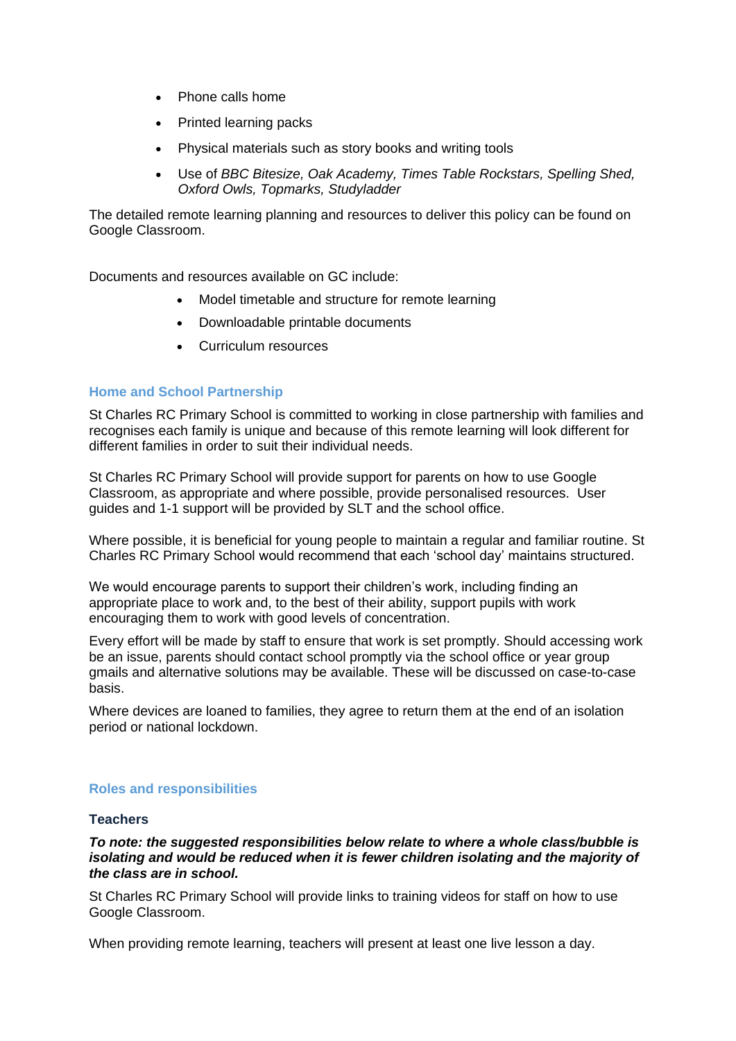- Phone calls home
- Printed learning packs
- Physical materials such as story books and writing tools
- Use of *BBC Bitesize, Oak Academy, Times Table Rockstars, Spelling Shed, Oxford Owls, Topmarks, Studyladder*

The detailed remote learning planning and resources to deliver this policy can be found on Google Classroom.

Documents and resources available on GC include:

- Model timetable and structure for remote learning
- Downloadable printable documents
- Curriculum resources

## Home and School Partnership

St Charles RC Primary School is committed to working in close partnership with families and recognises each family is unique and because of this remote learning will look different for different families in order to suit their individual needs.

St Charles RC Primary School will provide support for parents on how to use Google Classroom, as appropriate and where possible, provide personalised resources. User guides and 1-1 support will be provided by SLT and the school office.

Where possible, it is beneficial for young people to maintain a regular and familiar routine. St Charles RC Primary School would recommend that each 'school day' maintains structured.

We would encourage parents to support their children's work, including finding an appropriate place to work and, to the best of their ability, support pupils with work encouraging them to work with good levels of concentration.

Every effort will be made by staff to ensure that work is set promptly. Should accessing work be an issue, parents should contact school promptly via the school office or year group gmails and alternative solutions may be available. These will be discussed on case-to-case basis.

Where devices are loaned to families, they agree to return them at the end of an isolation period or national lockdown.

## Roles and responsibilities

### Teachers

***To note: the suggested responsibilities below relate to where a whole class/bubble is isolating and would be reduced when it is fewer children isolating and the majority of the class are in school.***

St Charles RC Primary School will provide links to training videos for staff on how to use Google Classroom.

When providing remote learning, teachers will present at least one live lesson a day.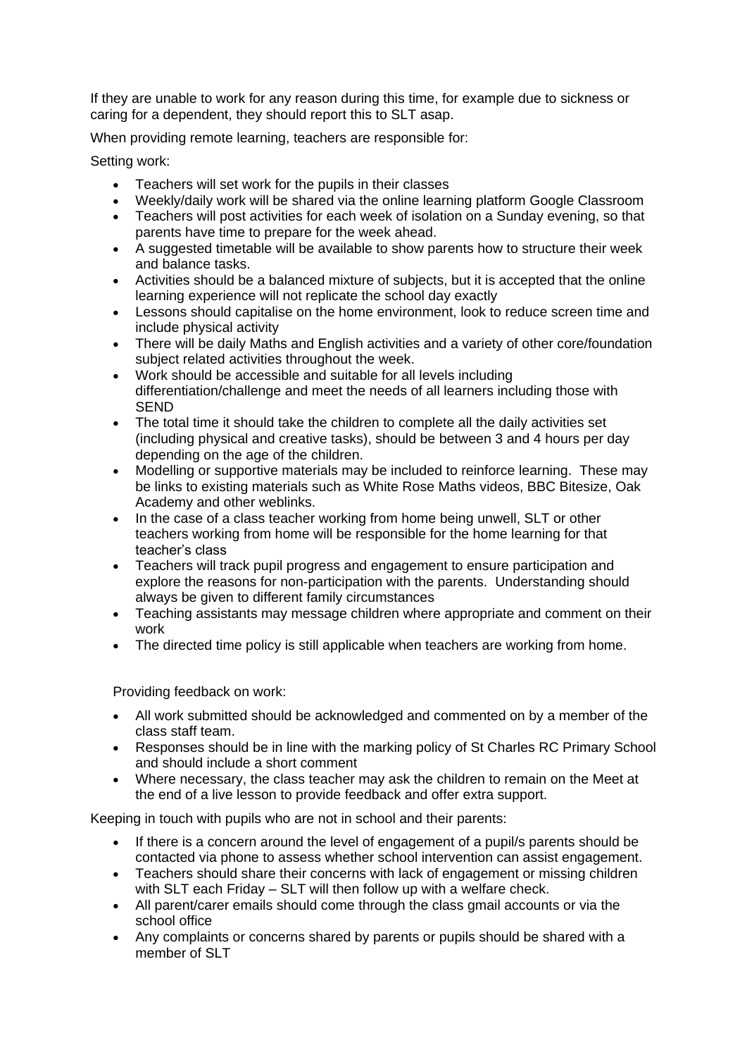If they are unable to work for any reason during this time, for example due to sickness or caring for a dependent, they should report this to SLT asap.

When providing remote learning, teachers are responsible for:

Setting work:

- Teachers will set work for the pupils in their classes
- Weekly/daily work will be shared via the online learning platform Google Classroom
- Teachers will post activities for each week of isolation on a Sunday evening, so that parents have time to prepare for the week ahead.
- A suggested timetable will be available to show parents how to structure their week and balance tasks.
- Activities should be a balanced mixture of subjects, but it is accepted that the online learning experience will not replicate the school day exactly
- Lessons should capitalise on the home environment, look to reduce screen time and include physical activity
- There will be daily Maths and English activities and a variety of other core/foundation subject related activities throughout the week.
- Work should be accessible and suitable for all levels including differentiation/challenge and meet the needs of all learners including those with SEND
- The total time it should take the children to complete all the daily activities set (including physical and creative tasks), should be between 3 and 4 hours per day depending on the age of the children.
- Modelling or supportive materials may be included to reinforce learning. These may be links to existing materials such as White Rose Maths videos, BBC Bitesize, Oak Academy and other weblinks.
- In the case of a class teacher working from home being unwell, SLT or other teachers working from home will be responsible for the home learning for that teacher's class
- Teachers will track pupil progress and engagement to ensure participation and explore the reasons for non-participation with the parents. Understanding should always be given to different family circumstances
- Teaching assistants may message children where appropriate and comment on their work
- The directed time policy is still applicable when teachers are working from home.

Providing feedback on work:

- All work submitted should be acknowledged and commented on by a member of the class staff team.
- Responses should be in line with the marking policy of St Charles RC Primary School and should include a short comment
- Where necessary, the class teacher may ask the children to remain on the Meet at the end of a live lesson to provide feedback and offer extra support.

Keeping in touch with pupils who are not in school and their parents:

- If there is a concern around the level of engagement of a pupil/s parents should be contacted via phone to assess whether school intervention can assist engagement.
- Teachers should share their concerns with lack of engagement or missing children with SLT each Friday – SLT will then follow up with a welfare check.
- All parent/carer emails should come through the class gmail accounts or via the school office
- Any complaints or concerns shared by parents or pupils should be shared with a member of SLT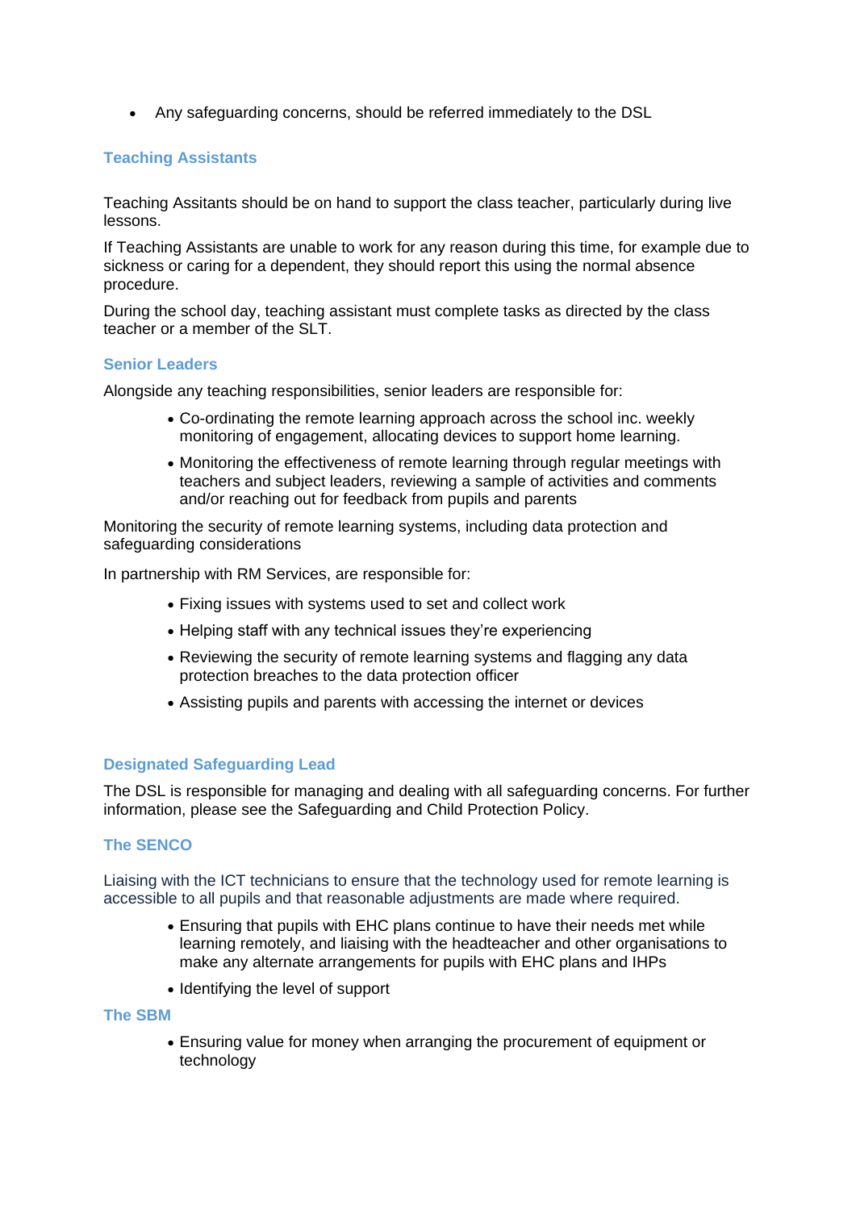- Any safeguarding concerns, should be referred immediately to the DSL

### Teaching Assistants

Teaching Assitants should be on hand to support the class teacher, particularly during live lessons.

If Teaching Assistants are unable to work for any reason during this time, for example due to sickness or caring for a dependent, they should report this using the normal absence procedure.

During the school day, teaching assistant must complete tasks as directed by the class teacher or a member of the SLT.

### Senior Leaders

Alongside any teaching responsibilities, senior leaders are responsible for:

- Co-ordinating the remote learning approach across the school inc. weekly monitoring of engagement, allocating devices to support home learning.
- Monitoring the effectiveness of remote learning through regular meetings with teachers and subject leaders, reviewing a sample of activities and comments and/or reaching out for feedback from pupils and parents

Monitoring the security of remote learning systems, including data protection and safeguarding considerations

In partnership with RM Services, are responsible for:

- Fixing issues with systems used to set and collect work
- Helping staff with any technical issues they're experiencing
- Reviewing the security of remote learning systems and flagging any data protection breaches to the data protection officer
- Assisting pupils and parents with accessing the internet or devices

### Designated Safeguarding Lead

The DSL is responsible for managing and dealing with all safeguarding concerns. For further information, please see the Safeguarding and Child Protection Policy.

### The SENCO

Liaising with the ICT technicians to ensure that the technology used for remote learning is accessible to all pupils and that reasonable adjustments are made where required.

- Ensuring that pupils with EHC plans continue to have their needs met while learning remotely, and liaising with the headteacher and other organisations to make any alternate arrangements for pupils with EHC plans and IHPs
- Identifying the level of support

### The SBM

- Ensuring value for money when arranging the procurement of equipment or technology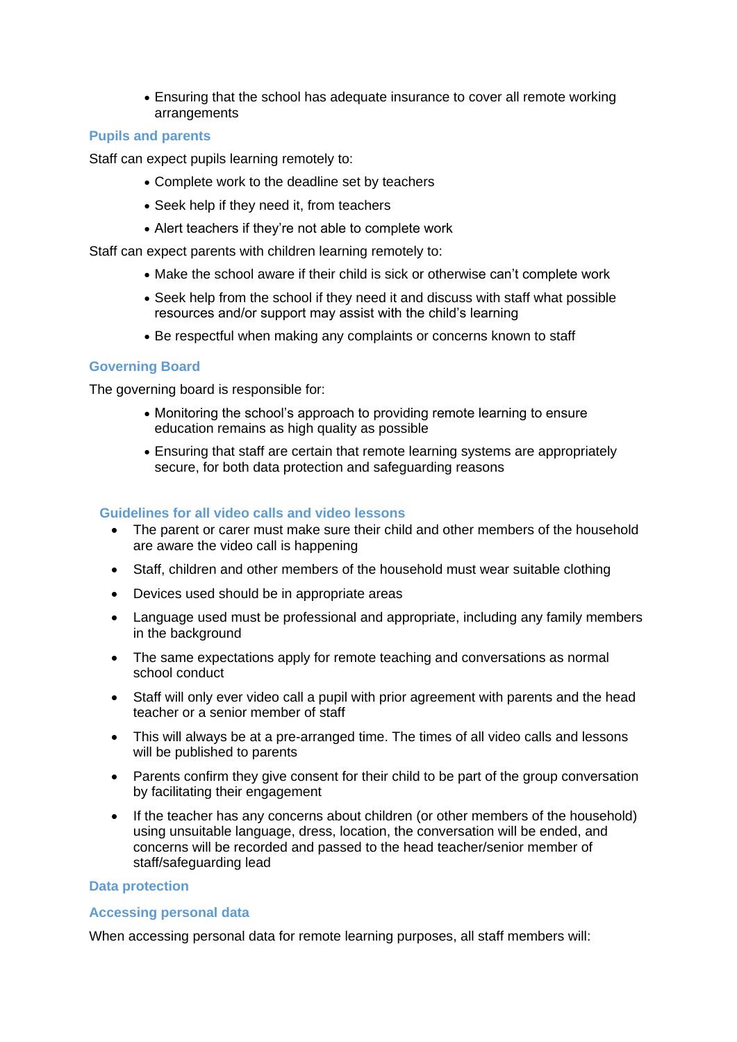- Ensuring that the school has adequate insurance to cover all remote working arrangements

### Pupils and parents

Staff can expect pupils learning remotely to:

- Complete work to the deadline set by teachers
- Seek help if they need it, from teachers
- Alert teachers if they're not able to complete work

Staff can expect parents with children learning remotely to:

- Make the school aware if their child is sick or otherwise can't complete work
- Seek help from the school if they need it and discuss with staff what possible resources and/or support may assist with the child's learning
- Be respectful when making any complaints or concerns known to staff

### Governing Board

The governing board is responsible for:

- Monitoring the school's approach to providing remote learning to ensure education remains as high quality as possible
- Ensuring that staff are certain that remote learning systems are appropriately secure, for both data protection and safeguarding reasons

### Guidelines for all video calls and video lessons

- The parent or carer must make sure their child and other members of the household are aware the video call is happening
- Staff, children and other members of the household must wear suitable clothing
- Devices used should be in appropriate areas
- Language used must be professional and appropriate, including any family members in the background
- The same expectations apply for remote teaching and conversations as normal school conduct
- Staff will only ever video call a pupil with prior agreement with parents and the head teacher or a senior member of staff
- This will always be at a pre-arranged time. The times of all video calls and lessons will be published to parents
- Parents confirm they give consent for their child to be part of the group conversation by facilitating their engagement
- If the teacher has any concerns about children (or other members of the household) using unsuitable language, dress, location, the conversation will be ended, and concerns will be recorded and passed to the head teacher/senior member of staff/safeguarding lead

### Data protection

### Accessing personal data

When accessing personal data for remote learning purposes, all staff members will: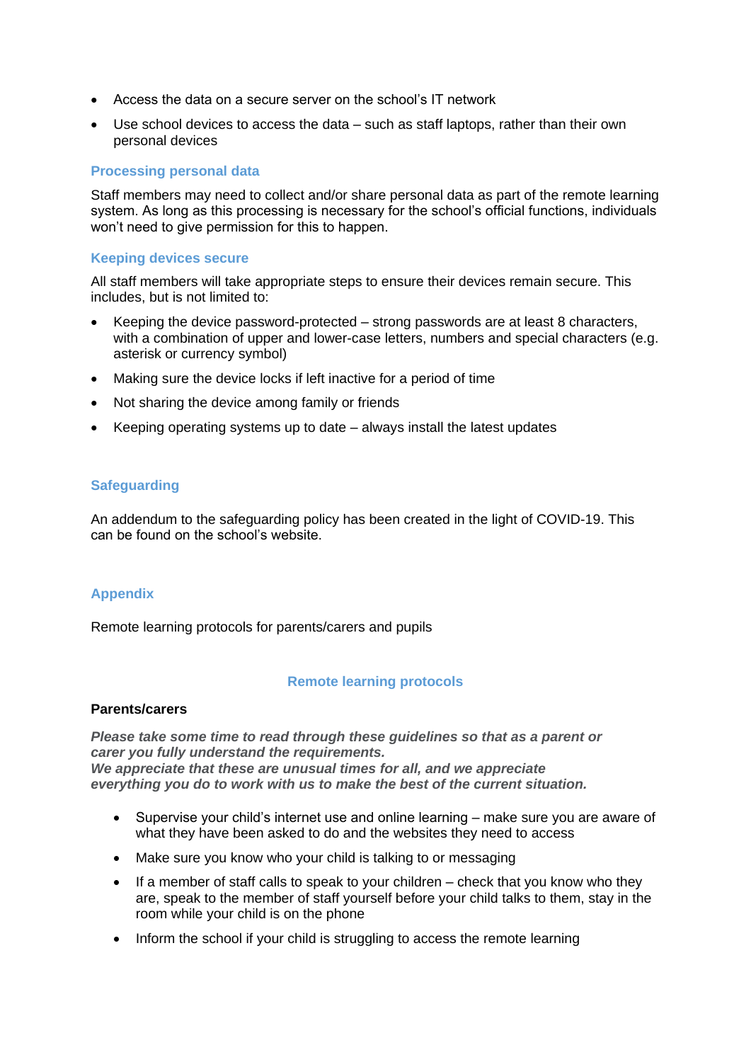- Access the data on a secure server on the school's IT network
- Use school devices to access the data – such as staff laptops, rather than their own personal devices

### Processing personal data

Staff members may need to collect and/or share personal data as part of the remote learning system. As long as this processing is necessary for the school's official functions, individuals won't need to give permission for this to happen.

### Keeping devices secure

All staff members will take appropriate steps to ensure their devices remain secure. This includes, but is not limited to:

- Keeping the device password-protected – strong passwords are at least 8 characters, with a combination of upper and lower-case letters, numbers and special characters (e.g. asterisk or currency symbol)
- Making sure the device locks if left inactive for a period of time
- Not sharing the device among family or friends
- Keeping operating systems up to date – always install the latest updates

### Safeguarding

An addendum to the safeguarding policy has been created in the light of COVID-19. This can be found on the school's website.

### Appendix

Remote learning protocols for parents/carers and pupils

## Remote learning protocols

**Parents/carers**

***Please take some time to read through these guidelines so that as a parent or carer you fully understand the requirements.***
***We appreciate that these are unusual times for all, and we appreciate everything you do to work with us to make the best of the current situation.***

- Supervise your child's internet use and online learning – make sure you are aware of what they have been asked to do and the websites they need to access
- Make sure you know who your child is talking to or messaging
- If a member of staff calls to speak to your children – check that you know who they are, speak to the member of staff yourself before your child talks to them, stay in the room while your child is on the phone
- Inform the school if your child is struggling to access the remote learning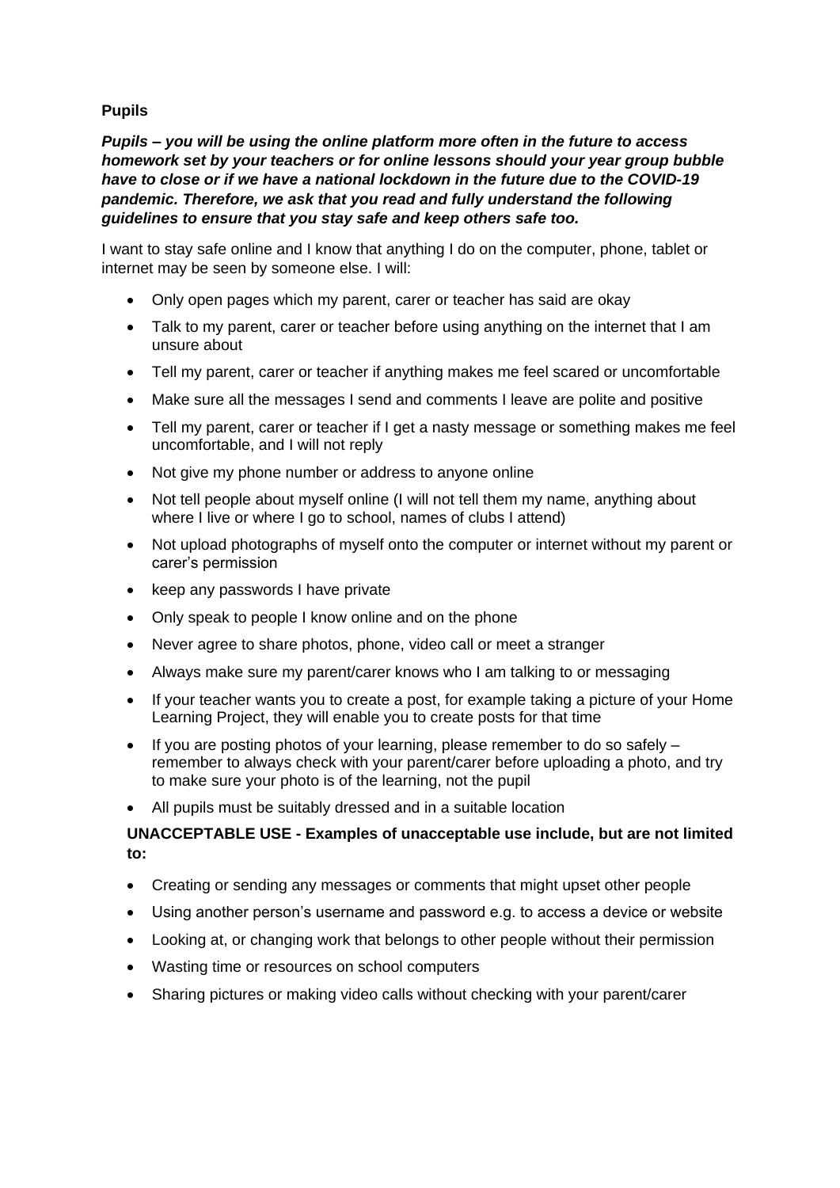**Pupils**

***Pupils – you will be using the online platform more often in the future to access homework set by your teachers or for online lessons should your year group bubble have to close or if we have a national lockdown in the future due to the COVID-19 pandemic. Therefore, we ask that you read and fully understand the following guidelines to ensure that you stay safe and keep others safe too.***

I want to stay safe online and I know that anything I do on the computer, phone, tablet or internet may be seen by someone else. I will:

- Only open pages which my parent, carer or teacher has said are okay
- Talk to my parent, carer or teacher before using anything on the internet that I am unsure about
- Tell my parent, carer or teacher if anything makes me feel scared or uncomfortable
- Make sure all the messages I send and comments I leave are polite and positive
- Tell my parent, carer or teacher if I get a nasty message or something makes me feel uncomfortable, and I will not reply
- Not give my phone number or address to anyone online
- Not tell people about myself online (I will not tell them my name, anything about where I live or where I go to school, names of clubs I attend)
- Not upload photographs of myself onto the computer or internet without my parent or carer's permission
- keep any passwords I have private
- Only speak to people I know online and on the phone
- Never agree to share photos, phone, video call or meet a stranger
- Always make sure my parent/carer knows who I am talking to or messaging
- If your teacher wants you to create a post, for example taking a picture of your Home Learning Project, they will enable you to create posts for that time
- If you are posting photos of your learning, please remember to do so safely – remember to always check with your parent/carer before uploading a photo, and try to make sure your photo is of the learning, not the pupil
- All pupils must be suitably dressed and in a suitable location

**UNACCEPTABLE USE - Examples of unacceptable use include, but are not limited to:**

- Creating or sending any messages or comments that might upset other people
- Using another person's username and password e.g. to access a device or website
- Looking at, or changing work that belongs to other people without their permission
- Wasting time or resources on school computers
- Sharing pictures or making video calls without checking with your parent/carer